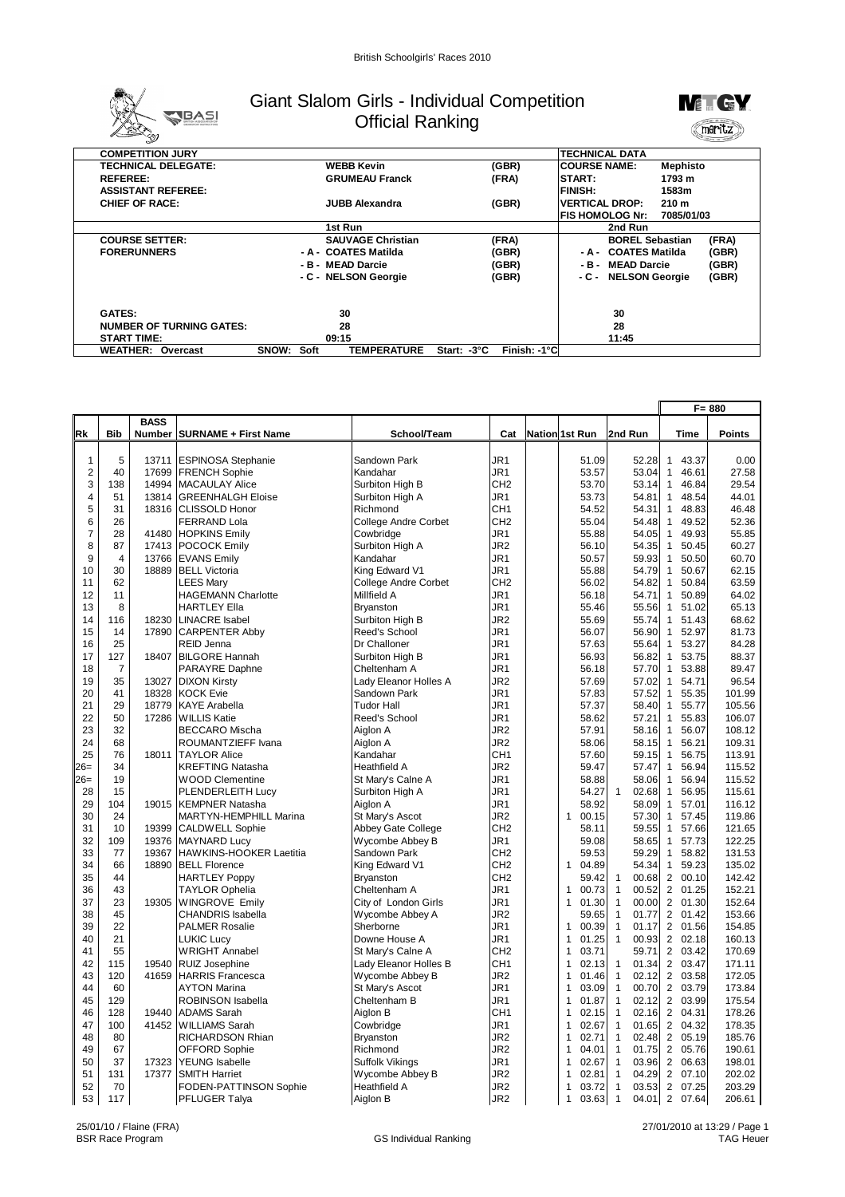# Giant Slalom Girls - Individual Competition
## Official Ranking

| COMPETITION JURY | | | TECHNICAL DATA | |
|---|---|---|---|---|
| TECHNICAL DELEGATE: | WEBB Kevin | (GBR) | COURSE NAME: | Mephisto |
| REFEREE: | GRUMEAU Franck | (FRA) | START: | 1793 m |
| ASSISTANT REFEREE: | | | FINISH: | 1583m |
| CHIEF OF RACE: | JUBB Alexandra | (GBR) | VERTICAL DROP: | 210 m |
| | | | FIS HOMOLOG Nr: | 7085/01/03 |

| | 1st Run | | 2nd Run | |
|---|---|---|---|---|
| COURSE SETTER: | SAUVAGE Christian | (FRA) | BOREL Sebastian | (FRA) |
| FORERUNNERS | - A - COATES Matilda | (GBR) | - A - COATES Matilda | (GBR) |
| | - B - MEAD Darcie | (GBR) | - B - MEAD Darcie | (GBR) |
| | - C - NELSON Georgie | (GBR) | - C - NELSON Georgie | (GBR) |
| GATES: | 30 | | 30 | |
| NUMBER OF TURNING GATES: | 28 | | 28 | |
| START TIME: | 09:15 | | 11:45 | |

WEATHER: Overcast SNOW: Soft TEMPERATURE Start: -3°C Finish: -1°C

F= 880

| Rk | Bib | BASS Number | SURNAME + First Name | School/Team | Cat | Nation | 1st Run | 2nd Run | Time | Points |
|---|---|---|---|---|---|---|---|---|---|---|
| 1 | 5 | 13711 | ESPINOSA Stephanie | Sandown Park | JR1 | | 51.09 | 52.28 | 1 43.37 | 0.00 |
| 2 | 40 | 17699 | FRENCH Sophie | Kandahar | JR1 | | 53.57 | 53.04 | 1 46.61 | 27.58 |
| 3 | 138 | 14994 | MACAULAY Alice | Surbiton High B | CH2 | | 53.70 | 53.14 | 1 46.84 | 29.54 |
| 4 | 51 | 13814 | GREENHALGH Eloise | Surbiton High A | JR1 | | 53.73 | 54.81 | 1 48.54 | 44.01 |
| 5 | 31 | 18316 | CLISSOLD Honor | Richmond | CH1 | | 54.52 | 54.31 | 1 48.83 | 46.48 |
| 6 | 26 | | FERRAND Lola | College Andre Corbet | CH2 | | 55.04 | 54.48 | 1 49.52 | 52.36 |
| 7 | 28 | 41480 | HOPKINS Emily | Cowbridge | JR1 | | 55.88 | 54.05 | 1 49.93 | 55.85 |
| 8 | 87 | 17413 | POCOCK Emily | Surbiton High A | JR2 | | 56.10 | 54.35 | 1 50.45 | 60.27 |
| 9 | 4 | 13766 | EVANS Emily | Kandahar | JR1 | | 50.57 | 59.93 | 1 50.50 | 60.70 |
| 10 | 30 | 18889 | BELL Victoria | King Edward V1 | JR1 | | 55.88 | 54.79 | 1 50.67 | 62.15 |
| 11 | 62 | | LEES Mary | College Andre Corbet | CH2 | | 56.02 | 54.82 | 1 50.84 | 63.59 |
| 12 | 11 | | HAGEMANN Charlotte | Millfield A | JR1 | | 56.18 | 54.71 | 1 50.89 | 64.02 |
| 13 | 8 | | HARTLEY Ella | Bryanston | JR1 | | 55.46 | 55.56 | 1 51.02 | 65.13 |
| 14 | 116 | 18230 | LINACRE Isabel | Surbiton High B | JR2 | | 55.69 | 55.74 | 1 51.43 | 68.62 |
| 15 | 14 | 17890 | CARPENTER Abby | Reed's School | JR1 | | 56.07 | 56.90 | 1 52.97 | 81.73 |
| 16 | 25 | | REID Jenna | Dr Challoner | JR1 | | 57.63 | 55.64 | 1 53.27 | 84.28 |
| 17 | 127 | 18407 | BILGORE Hannah | Surbiton High B | JR1 | | 56.93 | 56.82 | 1 53.75 | 88.37 |
| 18 | 7 | | PARAYRE Daphne | Cheltenham A | JR1 | | 56.18 | 57.70 | 1 53.88 | 89.47 |
| 19 | 35 | 13027 | DIXON Kirsty | Lady Eleanor Holles A | JR2 | | 57.69 | 57.02 | 1 54.71 | 96.54 |
| 20 | 41 | 18328 | KOCK Evie | Sandown Park | JR1 | | 57.83 | 57.52 | 1 55.35 | 101.99 |
| 21 | 29 | 18779 | KAYE Arabella | Tudor Hall | JR1 | | 57.37 | 58.40 | 1 55.77 | 105.56 |
| 22 | 50 | 17286 | WILLIS Katie | Reed's School | JR1 | | 58.62 | 57.21 | 1 55.83 | 106.07 |
| 23 | 32 | | BECCARO Mischa | Aiglon A | JR2 | | 57.91 | 58.16 | 1 56.07 | 108.12 |
| 24 | 68 | | ROUMANTZIEFF Ivana | Aiglon A | JR2 | | 58.06 | 58.15 | 1 56.21 | 109.31 |
| 25 | 76 | 18011 | TAYLOR Alice | Kandahar | CH1 | | 57.60 | 59.15 | 1 56.75 | 113.91 |
| 26= | 34 | | KREFTING Natasha | Heathfield A | JR2 | | 59.47 | 57.47 | 1 56.94 | 115.52 |
| 26= | 19 | | WOOD Clementine | St Mary's Calne A | JR1 | | 58.88 | 58.06 | 1 56.94 | 115.52 |
| 28 | 15 | | PLENDERLEITH Lucy | Surbiton High A | JR1 | | 54.27 | 1 02.68 | 1 56.95 | 115.61 |
| 29 | 104 | 19015 | KEMPNER Natasha | Aiglon A | JR1 | | 58.92 | 58.09 | 1 57.01 | 116.12 |
| 30 | 24 | | MARTYN-HEMPHILL Marina | St Mary's Ascot | JR2 | | 1 00.15 | 57.30 | 1 57.45 | 119.86 |
| 31 | 10 | 19399 | CALDWELL Sophie | Abbey Gate College | CH2 | | 58.11 | 59.55 | 1 57.66 | 121.65 |
| 32 | 109 | 19376 | MAYNARD Lucy | Wycombe Abbey B | JR1 | | 59.08 | 58.65 | 1 57.73 | 122.25 |
| 33 | 77 | 19367 | HAWKINS-HOOKER Laetitia | Sandown Park | CH2 | | 59.53 | 59.29 | 1 58.82 | 131.53 |
| 34 | 66 | 18890 | BELL Florence | King Edward V1 | CH2 | | 1 04.89 | 54.34 | 1 59.23 | 135.02 |
| 35 | 44 | | HARTLEY Poppy | Bryanston | CH2 | | 59.42 | 1 00.68 | 2 00.10 | 142.42 |
| 36 | 43 | | TAYLOR Ophelia | Cheltenham A | JR1 | | 1 00.73 | 1 00.52 | 2 01.25 | 152.21 |
| 37 | 23 | 19305 | WINGROVE Emily | City of London Girls | JR1 | | 1 01.30 | 1 00.00 | 2 01.30 | 152.64 |
| 38 | 45 | | CHANDRIS Isabella | Wycombe Abbey A | JR2 | | 59.65 | 1 01.77 | 2 01.42 | 153.66 |
| 39 | 22 | | PALMER Rosalie | Sherborne | JR1 | | 1 00.39 | 1 01.17 | 2 01.56 | 154.85 |
| 40 | 21 | | LUKIC Lucy | Downe House A | JR1 | | 1 01.25 | 1 00.93 | 2 02.18 | 160.13 |
| 41 | 55 | | WRIGHT Annabel | St Mary's Calne A | CH2 | | 1 03.71 | 59.71 | 2 03.42 | 170.69 |
| 42 | 115 | 19540 | RUIZ Josephine | Lady Eleanor Holles B | CH1 | | 1 02.13 | 1 01.34 | 2 03.47 | 171.11 |
| 43 | 120 | 41659 | HARRIS Francesca | Wycombe Abbey B | JR2 | | 1 01.46 | 1 02.12 | 2 03.58 | 172.05 |
| 44 | 60 | | AYTON Marina | St Mary's Ascot | JR1 | | 1 03.09 | 1 00.70 | 2 03.79 | 173.84 |
| 45 | 129 | | ROBINSON Isabella | Cheltenham B | JR1 | | 1 01.87 | 1 02.12 | 2 03.99 | 175.54 |
| 46 | 128 | 19440 | ADAMS Sarah | Aiglon B | CH1 | | 1 02.15 | 1 02.16 | 2 04.31 | 178.26 |
| 47 | 100 | 41452 | WILLIAMS Sarah | Cowbridge | JR1 | | 1 02.67 | 1 01.65 | 2 04.32 | 178.35 |
| 48 | 80 | | RICHARDSON Rhian | Bryanston | JR2 | | 1 02.71 | 1 02.48 | 2 05.19 | 185.76 |
| 49 | 67 | | OFFORD Sophie | Richmond | JR2 | | 1 04.01 | 1 01.75 | 2 05.76 | 190.61 |
| 50 | 37 | 17323 | YEUNG Isabelle | Suffolk Vikings | JR1 | | 1 02.67 | 1 03.96 | 2 06.63 | 198.01 |
| 51 | 131 | 17377 | SMITH Harriet | Wycombe Abbey B | JR2 | | 1 02.81 | 1 04.29 | 2 07.10 | 202.02 |
| 52 | 70 | | FODEN-PATTINSON Sophie | Heathfield A | JR2 | | 1 03.72 | 1 03.53 | 2 07.25 | 203.29 |
| 53 | 117 | | PFLUGER Talya | Aiglon B | JR2 | | 1 03.63 | 1 04.01 | 2 07.64 | 206.61 |

25/01/10 / Flaine (FRA) — BSR Race Program — GS Individual Ranking — 27/01/2010 at 13:29 — TAG Heuer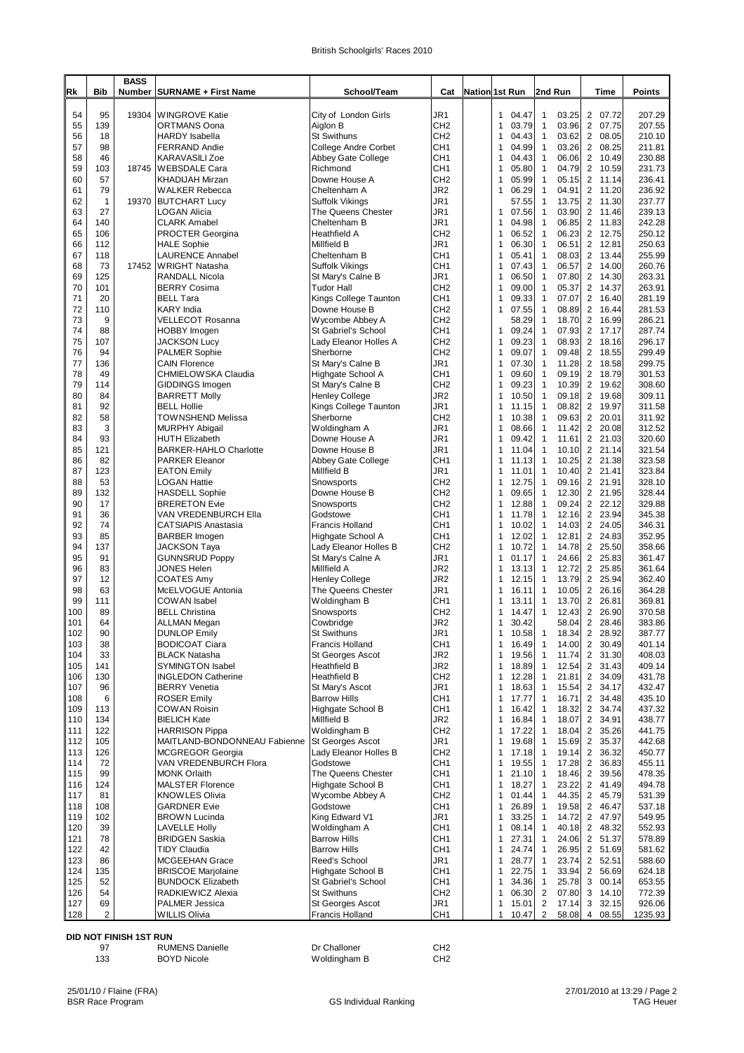# British Schoolgirls' Races 2010

| Rk | Bib | BASS Number | SURNAME + First Name | School/Team | Cat | Nation | 1st Run | 2nd Run | Time | Points |
|---|---|---|---|---|---|---|---|---|---|---|
| 54 | 95 | 19304 | WINGROVE Katie | City of London Girls | JR1 | | 1 04.47 | 1 03.25 | 2 07.72 | 207.29 |
| 55 | 139 | | ORTMANS Oona | Aiglon B | CH2 | | 1 03.79 | 1 03.96 | 2 07.75 | 207.55 |
| 56 | 18 | | HARDY Isabella | St Swithuns | CH2 | | 1 04.43 | 1 03.62 | 2 08.05 | 210.10 |
| 57 | 98 | | FERRAND Andie | College Andre Corbet | CH1 | | 1 04.99 | 1 03.26 | 2 08.25 | 211.81 |
| 58 | 46 | | KARAVASILI Zoe | Abbey Gate College | CH1 | | 1 04.43 | 1 06.06 | 2 10.49 | 230.88 |
| 59 | 103 | 18745 | WEBSDALE Cara | Richmond | CH1 | | 1 05.80 | 1 04.79 | 2 10.59 | 231.73 |
| 60 | 57 | | KHADIJAH Mirzan | Downe House A | CH2 | | 1 05.99 | 1 05.15 | 2 11.14 | 236.41 |
| 61 | 79 | | WALKER Rebecca | Cheltenham A | JR2 | | 1 06.29 | 1 04.91 | 2 11.20 | 236.92 |
| 62 | 1 | 19370 | BUTCHART Lucy | Suffolk Vikings | JR1 | | 57.55 | 1 13.75 | 2 11.30 | 237.77 |
| 63 | 27 | | LOGAN Alicia | The Queens Chester | JR1 | | 1 07.56 | 1 03.90 | 2 11.46 | 239.13 |
| 64 | 140 | | CLARK Amabel | Cheltenham B | JR1 | | 1 04.98 | 1 06.85 | 2 11.83 | 242.28 |
| 65 | 106 | | PROCTER Georgina | Heathfield A | CH2 | | 1 06.52 | 1 06.23 | 2 12.75 | 250.12 |
| 66 | 112 | | HALE Sophie | Millfield B | JR1 | | 1 06.30 | 1 06.51 | 2 12.81 | 250.63 |
| 67 | 118 | | LAURENCE Annabel | Cheltenham B | CH1 | | 1 05.41 | 1 08.03 | 2 13.44 | 255.99 |
| 68 | 73 | 17452 | WRIGHT Natasha | Suffolk Vikings | CH1 | | 1 07.43 | 1 06.57 | 2 14.00 | 260.76 |
| 69 | 125 | | RANDALL Nicola | St Mary's Calne B | JR1 | | 1 06.50 | 1 07.80 | 2 14.30 | 263.31 |
| 70 | 101 | | BERRY Cosima | Tudor Hall | CH2 | | 1 09.00 | 1 05.37 | 2 14.37 | 263.91 |
| 71 | 20 | | BELL Tara | Kings College Taunton | CH1 | | 1 09.33 | 1 07.07 | 2 16.40 | 281.19 |
| 72 | 110 | | KARY India | Downe House B | CH2 | | 1 07.55 | 1 08.89 | 2 16.44 | 281.53 |
| 73 | 9 | | VELLECOT Rosanna | Wycombe Abbey A | CH2 | | 58.29 | 1 18.70 | 2 16.99 | 286.21 |
| 74 | 88 | | HOBBY Imogen | St Gabriel's School | CH1 | | 1 09.24 | 1 07.93 | 2 17.17 | 287.74 |
| 75 | 107 | | JACKSON Lucy | Lady Eleanor Holles A | CH2 | | 1 09.23 | 1 08.93 | 2 18.16 | 296.17 |
| 76 | 94 | | PALMER Sophie | Sherborne | CH2 | | 1 09.07 | 1 09.48 | 2 18.55 | 299.49 |
| 77 | 136 | | CAIN Florence | St Mary's Calne B | JR1 | | 1 07.30 | 1 11.28 | 2 18.58 | 299.75 |
| 78 | 49 | | CHMIELOWSKA Claudia | Highgate School A | CH1 | | 1 09.60 | 1 09.19 | 2 18.79 | 301.53 |
| 79 | 114 | | GIDDINGS Imogen | St Mary's Calne B | CH2 | | 1 09.23 | 1 10.39 | 2 19.62 | 308.60 |
| 80 | 84 | | BARRETT Molly | Henley College | JR2 | | 1 10.50 | 1 09.18 | 2 19.68 | 309.11 |
| 81 | 92 | | BELL Hollie | Kings College Taunton | JR1 | | 1 11.15 | 1 08.82 | 2 19.97 | 311.58 |
| 82 | 58 | | TOWNSHEND Melissa | Sherborne | CH2 | | 1 10.38 | 1 09.63 | 2 20.01 | 311.92 |
| 83 | 3 | | MURPHY Abigail | Woldingham A | JR1 | | 1 08.66 | 1 11.42 | 2 20.08 | 312.52 |
| 84 | 93 | | HUTH Elizabeth | Downe House A | JR1 | | 1 09.42 | 1 11.61 | 2 21.03 | 320.60 |
| 85 | 121 | | BARKER-HAHLO Charlotte | Downe House B | JR1 | | 1 11.04 | 1 10.10 | 2 21.14 | 321.54 |
| 86 | 82 | | PARKER Eleanor | Abbey Gate College | CH1 | | 1 11.13 | 1 10.25 | 2 21.38 | 323.58 |
| 87 | 123 | | EATON Emily | Millfield B | JR1 | | 1 11.01 | 1 10.40 | 2 21.41 | 323.84 |
| 88 | 53 | | LOGAN Hattie | Snowsports | CH2 | | 1 12.75 | 1 09.16 | 2 21.91 | 328.10 |
| 89 | 132 | | HASDELL Sophie | Downe House B | CH2 | | 1 09.65 | 1 12.30 | 2 21.95 | 328.44 |
| 90 | 17 | | BRERETON Evie | Snowsports | CH2 | | 1 12.88 | 1 09.24 | 2 22.12 | 329.88 |
| 91 | 36 | | VAN VREDENBURCH Ella | Godstowe | CH1 | | 1 11.78 | 1 12.16 | 2 23.94 | 345.38 |
| 92 | 74 | | CATSIAPIS Anastasia | Francis Holland | CH1 | | 1 10.02 | 1 14.03 | 2 24.05 | 346.31 |
| 93 | 85 | | BARBER Imogen | Highgate School A | CH1 | | 1 12.02 | 1 12.81 | 2 24.83 | 352.95 |
| 94 | 137 | | JACKSON Taya | Lady Eleanor Holles B | CH2 | | 1 10.72 | 1 14.78 | 2 25.50 | 358.66 |
| 95 | 91 | | GUNNSRUD Poppy | St Mary's Calne A | JR1 | | 1 01.17 | 1 24.66 | 2 25.83 | 361.47 |
| 96 | 83 | | JONES Helen | Millfield A | JR2 | | 1 13.13 | 1 12.72 | 2 25.85 | 361.64 |
| 97 | 12 | | COATES Amy | Henley College | JR2 | | 1 12.15 | 1 13.79 | 2 25.94 | 362.40 |
| 98 | 63 | | McELVOGUE Antonia | The Queens Chester | JR1 | | 1 16.11 | 1 10.05 | 2 26.16 | 364.28 |
| 99 | 111 | | COWAN Isabel | Woldingham B | CH1 | | 1 13.11 | 1 13.70 | 2 26.81 | 369.81 |
| 100 | 89 | | BELL Christina | Snowsports | CH2 | | 1 14.47 | 1 12.43 | 2 26.90 | 370.58 |
| 101 | 64 | | ALLMAN Megan | Cowbridge | JR2 | | 1 30.42 | 58.04 | 2 28.46 | 383.86 |
| 102 | 90 | | DUNLOP Emily | St Swithuns | JR1 | | 1 10.58 | 1 18.34 | 2 28.92 | 387.77 |
| 103 | 38 | | BODICOAT Ciara | Francis Holland | CH1 | | 1 16.49 | 1 14.00 | 2 30.49 | 401.14 |
| 104 | 33 | | BLACK Natasha | St Georges Ascot | JR2 | | 1 19.56 | 1 11.74 | 2 31.30 | 408.03 |
| 105 | 141 | | SYMINGTON Isabel | Heathfield B | JR2 | | 1 18.89 | 1 12.54 | 2 31.43 | 409.14 |
| 106 | 130 | | INGLEDON Catherine | Heathfield B | CH2 | | 1 12.28 | 1 21.81 | 2 34.09 | 431.78 |
| 107 | 96 | | BERRY Venetia | St Mary's Ascot | JR1 | | 1 18.63 | 1 15.54 | 2 34.17 | 432.47 |
| 108 | 6 | | ROSER Emily | Barrow Hills | CH1 | | 1 17.77 | 1 16.71 | 2 34.48 | 435.10 |
| 109 | 113 | | COWAN Roisin | Highgate School B | CH1 | | 1 16.42 | 1 18.32 | 2 34.74 | 437.32 |
| 110 | 134 | | BIELICH Kate | Millfield B | JR2 | | 1 16.84 | 1 18.07 | 2 34.91 | 438.77 |
| 111 | 122 | | HARRISON Pippa | Woldingham B | CH2 | | 1 17.22 | 1 18.04 | 2 35.26 | 441.75 |
| 112 | 105 | | MAITLAND-BONDONNEAU Fabienne | St Georges Ascot | JR1 | | 1 19.68 | 1 15.69 | 2 35.37 | 442.68 |
| 113 | 126 | | MCGREGOR Georgia | Lady Eleanor Holles B | CH2 | | 1 17.18 | 1 19.14 | 2 36.32 | 450.77 |
| 114 | 72 | | VAN VREDENBURCH Flora | Godstowe | CH1 | | 1 19.55 | 1 17.28 | 2 36.83 | 455.11 |
| 115 | 99 | | MONK Orlaith | The Queens Chester | CH1 | | 1 21.10 | 1 18.46 | 2 39.56 | 478.35 |
| 116 | 124 | | MALSTER Florence | Highgate School B | CH1 | | 1 18.27 | 1 23.22 | 2 41.49 | 494.78 |
| 117 | 81 | | KNOWLES Olivia | Wycombe Abbey A | CH2 | | 1 01.44 | 1 44.35 | 2 45.79 | 531.39 |
| 118 | 108 | | GARDNER Evie | Godstowe | CH1 | | 1 26.89 | 1 19.58 | 2 46.47 | 537.18 |
| 119 | 102 | | BROWN Lucinda | King Edward V1 | JR1 | | 1 33.25 | 1 14.72 | 2 47.97 | 549.95 |
| 120 | 39 | | LAVELLE Holly | Woldingham A | CH1 | | 1 08.14 | 1 40.18 | 2 48.32 | 552.93 |
| 121 | 78 | | BRIDGEN Saskia | Barrow Hills | CH1 | | 1 27.31 | 1 24.06 | 2 51.37 | 578.89 |
| 122 | 42 | | TIDY Claudia | Barrow Hills | CH1 | | 1 24.74 | 1 26.95 | 2 51.69 | 581.62 |
| 123 | 86 | | MCGEEHAN Grace | Reed's School | JR1 | | 1 28.77 | 1 23.74 | 2 52.51 | 588.60 |
| 124 | 135 | | BRISCOE Marjolaine | Highgate School B | CH1 | | 1 22.75 | 1 33.94 | 2 56.69 | 624.18 |
| 125 | 52 | | BUNDOCK Elizabeth | St Gabriel's School | CH1 | | 1 34.36 | 1 25.78 | 3 00.14 | 653.55 |
| 126 | 54 | | RADKIEWICZ Alexia | St Swithuns | CH2 | | 1 06.30 | 2 07.80 | 3 14.10 | 772.39 |
| 127 | 69 | | PALMER Jessica | St Georges Ascot | JR1 | | 1 15.01 | 2 17.14 | 3 32.15 | 926.06 |
| 128 | 2 | | WILLIS Olivia | Francis Holland | CH1 | | 1 10.47 | 2 58.08 | 4 08.55 | 1235.93 |

**DID NOT FINISH 1ST RUN**

| Bib | Name | School/Team | Cat |
|---|---|---|---|
| 97 | RUMENS Danielle | Dr Challoner | CH2 |
| 133 | BOYD Nicole | Woldingham B | CH2 |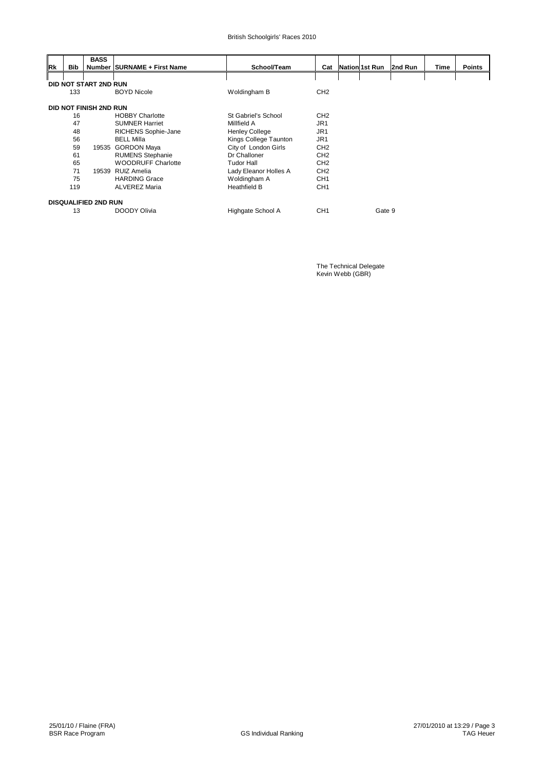| Rk | Bib | BASS Number | SURNAME + First Name | School/Team | Cat | Nation | 1st Run | 2nd Run | Time | Points |
|---|---|---|---|---|---|---|---|---|---|---|
| **DID NOT START 2ND RUN** | | | | | | | | | | |
| | 133 | | BOYD Nicole | Woldingham B | CH2 | | | | | |
| **DID NOT FINISH 2ND RUN** | | | | | | | | | | |
| | 16 | | HOBBY Charlotte | St Gabriel's School | CH2 | | | | | |
| | 47 | | SUMNER Harriet | Millfield A | JR1 | | | | | |
| | 48 | | RICHENS Sophie-Jane | Henley College | JR1 | | | | | |
| | 56 | | BELL Milla | Kings College Taunton | JR1 | | | | | |
| | 59 | 19535 | GORDON Maya | City of London Girls | CH2 | | | | | |
| | 61 | | RUMENS Stephanie | Dr Challoner | CH2 | | | | | |
| | 65 | | WOODRUFF Charlotte | Tudor Hall | CH2 | | | | | |
| | 71 | 19539 | RUIZ Amelia | Lady Eleanor Holles A | CH2 | | | | | |
| | 75 | | HARDING Grace | Woldingham A | CH1 | | | | | |
| | 119 | | ALVEREZ Maria | Heathfield B | CH1 | | | | | |
| **DISQUALIFIED 2ND RUN** | | | | | | | | | | |
| | 13 | | DOODY Olivia | Highgate School A | CH1 | | Gate 9 | | | |

The Technical Delegate
Kevin Webb (GBR)

25/01/10 / Flaine (FRA)
BSR Race Program

GS Individual Ranking

27/01/2010 at 13:29
TAG Heuer